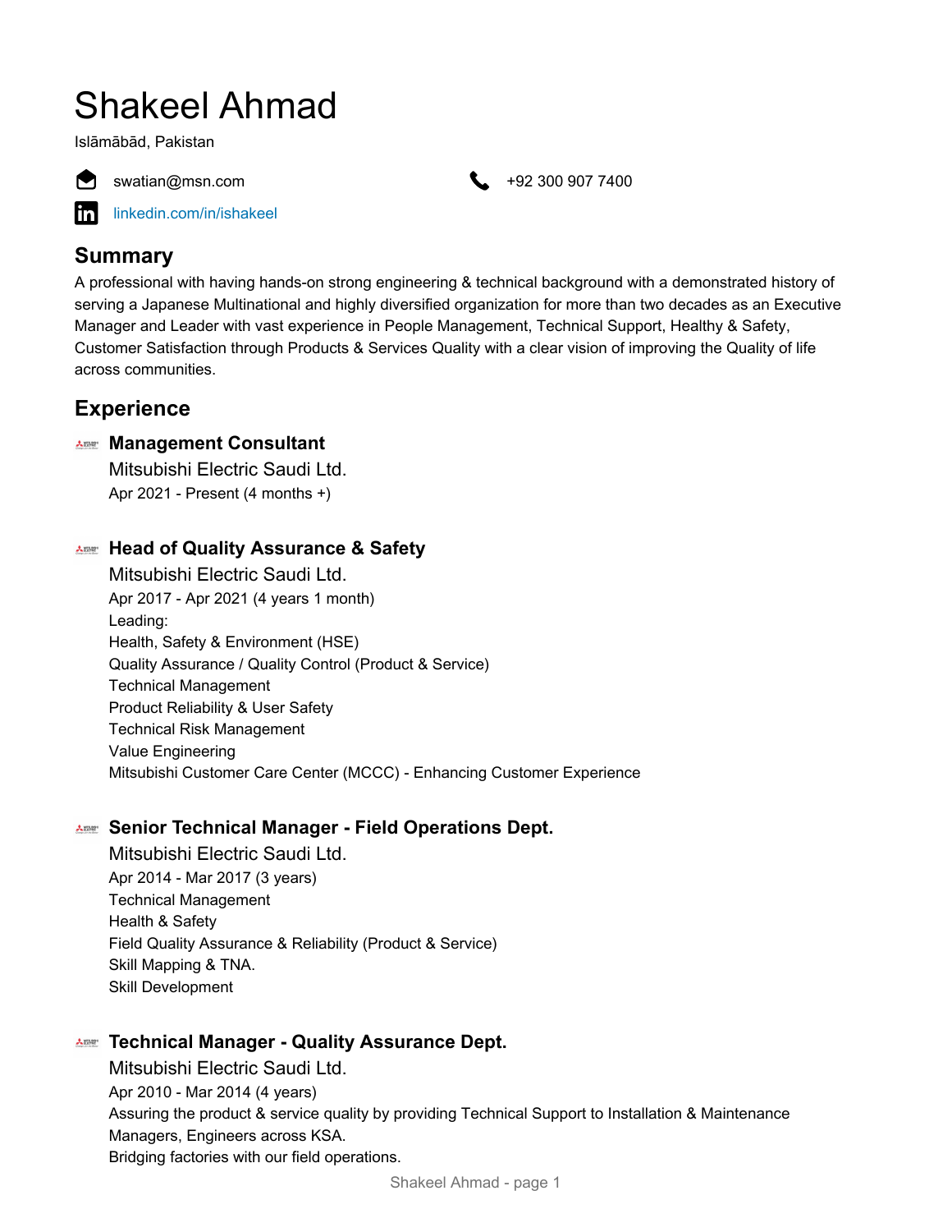# Shakeel Ahmad

Islāmābād, Pakistan

swatian@msn.com

+92 300 907 7400

linkedin.com/in/ishakeel

## Summary

A professional with having hands-on strong engineering & technical background with a demonstrated history of serving a Japanese Multinational and highly diversified organization for more than two decades as an Executive Manager and Leader with vast experience in People Management, Technical Support, Healthy & Safety, Customer Satisfaction through Products & Services Quality with a clear vision of improving the Quality of life across communities.

## Experience

### Management Consultant

Mitsubishi Electric Saudi Ltd.

Apr 2021 - Present (4 months +)

### Head of Quality Assurance & Safety

Mitsubishi Electric Saudi Ltd.

Apr 2017 - Apr 2021 (4 years 1 month)

Leading:

Health, Safety & Environment (HSE)

Quality Assurance / Quality Control (Product & Service)

Technical Management

Product Reliability & User Safety

Technical Risk Management

Value Engineering

Mitsubishi Customer Care Center (MCCC) - Enhancing Customer Experience

### Senior Technical Manager - Field Operations Dept.

Mitsubishi Electric Saudi Ltd.

Apr 2014 - Mar 2017 (3 years)

Technical Management

Health & Safety

Field Quality Assurance & Reliability (Product & Service)

Skill Mapping & TNA.

Skill Development

### Technical Manager - Quality Assurance Dept.

Mitsubishi Electric Saudi Ltd.

Apr 2010 - Mar 2014 (4 years)

Assuring the product & service quality by providing Technical Support to Installation & Maintenance Managers, Engineers across KSA.

Bridging factories with our field operations.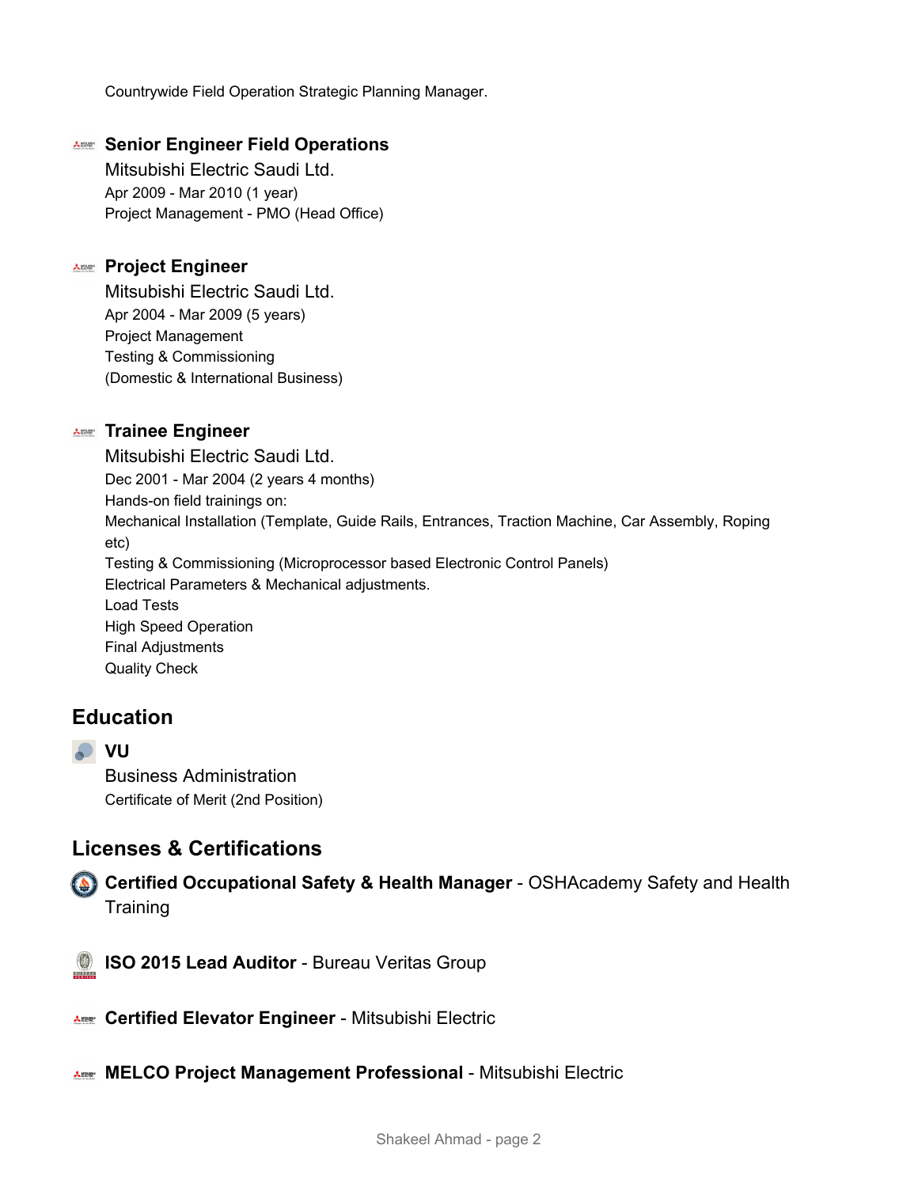Countrywide Field Operation Strategic Planning Manager.

### Senior Engineer Field Operations

Mitsubishi Electric Saudi Ltd.
Apr 2009 - Mar 2010 (1 year)
Project Management - PMO (Head Office)

### Project Engineer

Mitsubishi Electric Saudi Ltd.
Apr 2004 - Mar 2009 (5 years)
Project Management
Testing & Commissioning
(Domestic & International Business)

### Trainee Engineer

Mitsubishi Electric Saudi Ltd.
Dec 2001 - Mar 2004 (2 years 4 months)
Hands-on field trainings on:
Mechanical Installation (Template, Guide Rails, Entrances, Traction Machine, Car Assembly, Roping etc)
Testing & Commissioning (Microprocessor based Electronic Control Panels)
Electrical Parameters & Mechanical adjustments.
Load Tests
High Speed Operation
Final Adjustments
Quality Check

## Education

### VU

Business Administration
Certificate of Merit (2nd Position)

## Licenses & Certifications

**Certified Occupational Safety & Health Manager** - OSHAcademy Safety and Health Training

**ISO 2015 Lead Auditor** - Bureau Veritas Group

**Certified Elevator Engineer** - Mitsubishi Electric

**MELCO Project Management Professional** - Mitsubishi Electric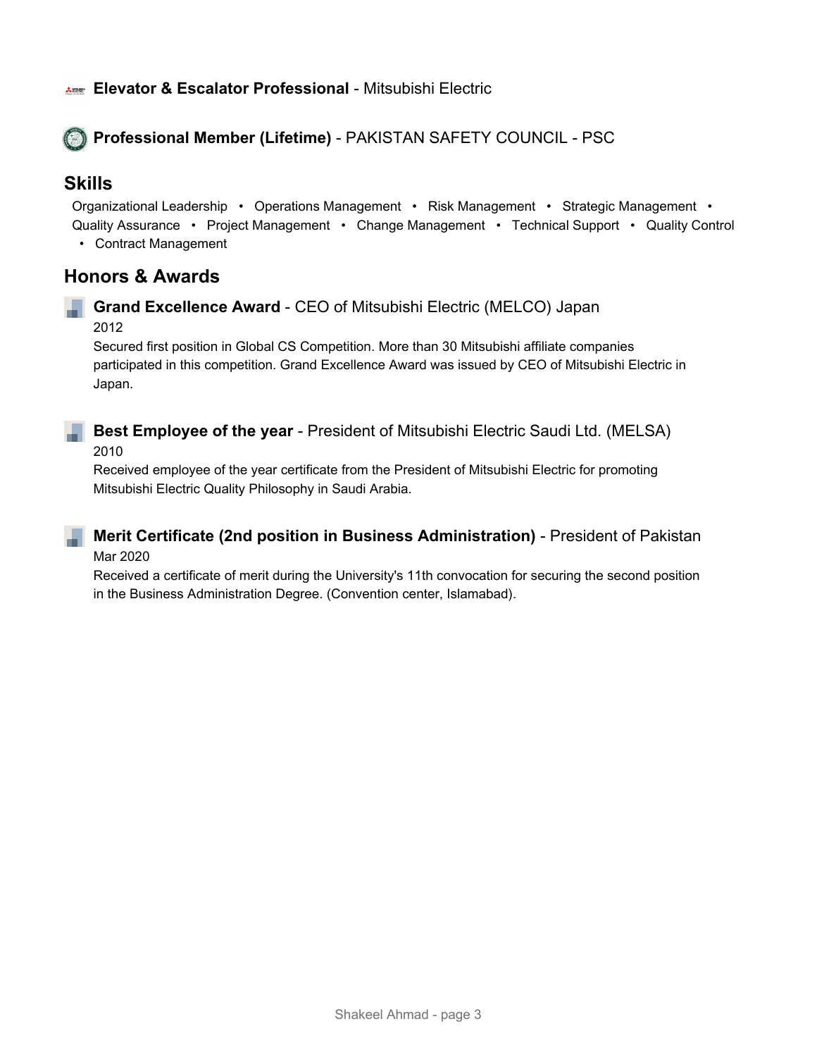**Elevator & Escalator Professional** - Mitsubishi Electric

**Professional Member (Lifetime)** - PAKISTAN SAFETY COUNCIL - PSC

## Skills

Organizational Leadership • Operations Management • Risk Management • Strategic Management • Quality Assurance • Project Management • Change Management • Technical Support • Quality Control • Contract Management

## Honors & Awards

**Grand Excellence Award** - CEO of Mitsubishi Electric (MELCO) Japan
2012
Secured first position in Global CS Competition. More than 30 Mitsubishi affiliate companies participated in this competition. Grand Excellence Award was issued by CEO of Mitsubishi Electric in Japan.

**Best Employee of the year** - President of Mitsubishi Electric Saudi Ltd. (MELSA)
2010
Received employee of the year certificate from the President of Mitsubishi Electric for promoting Mitsubishi Electric Quality Philosophy in Saudi Arabia.

**Merit Certificate (2nd position in Business Administration)** - President of Pakistan
Mar 2020
Received a certificate of merit during the University's 11th convocation for securing the second position in the Business Administration Degree. (Convention center, Islamabad).